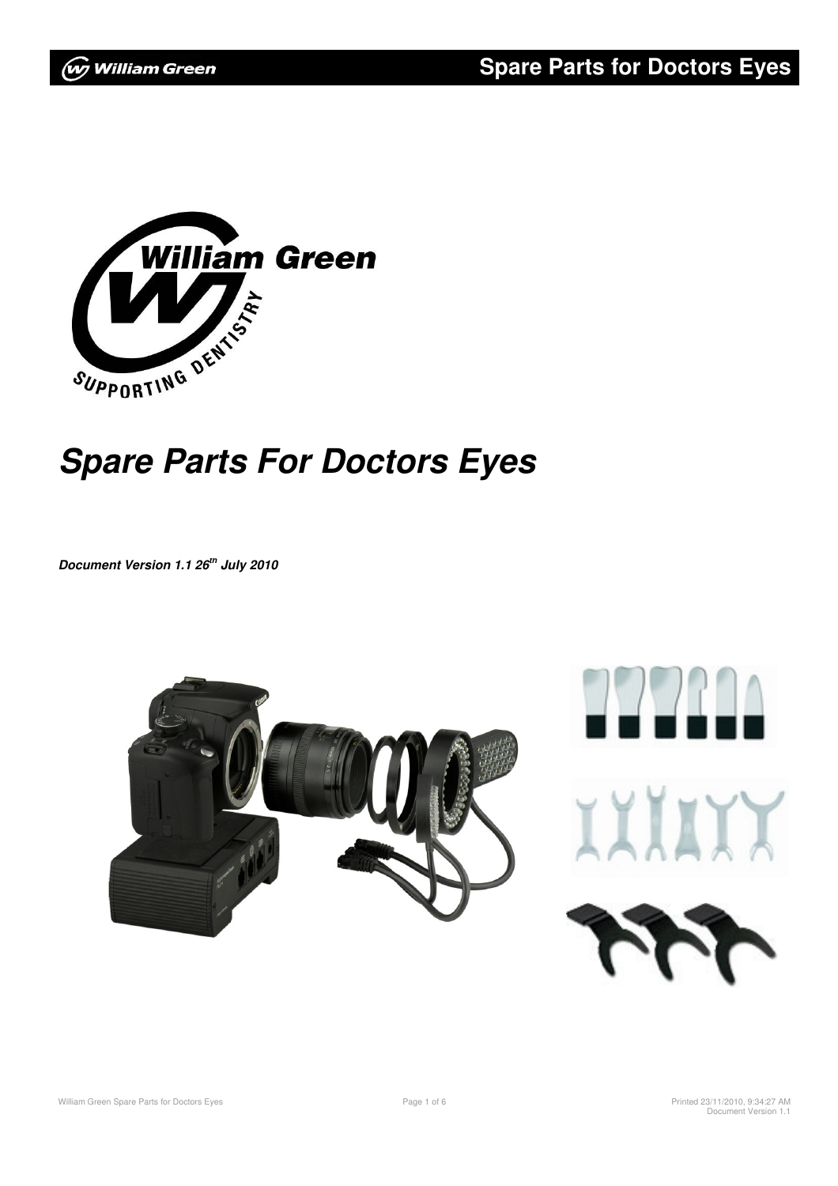# *Spare Parts For Doctors Eyes*

***Document Version 1.1 26th July 2010***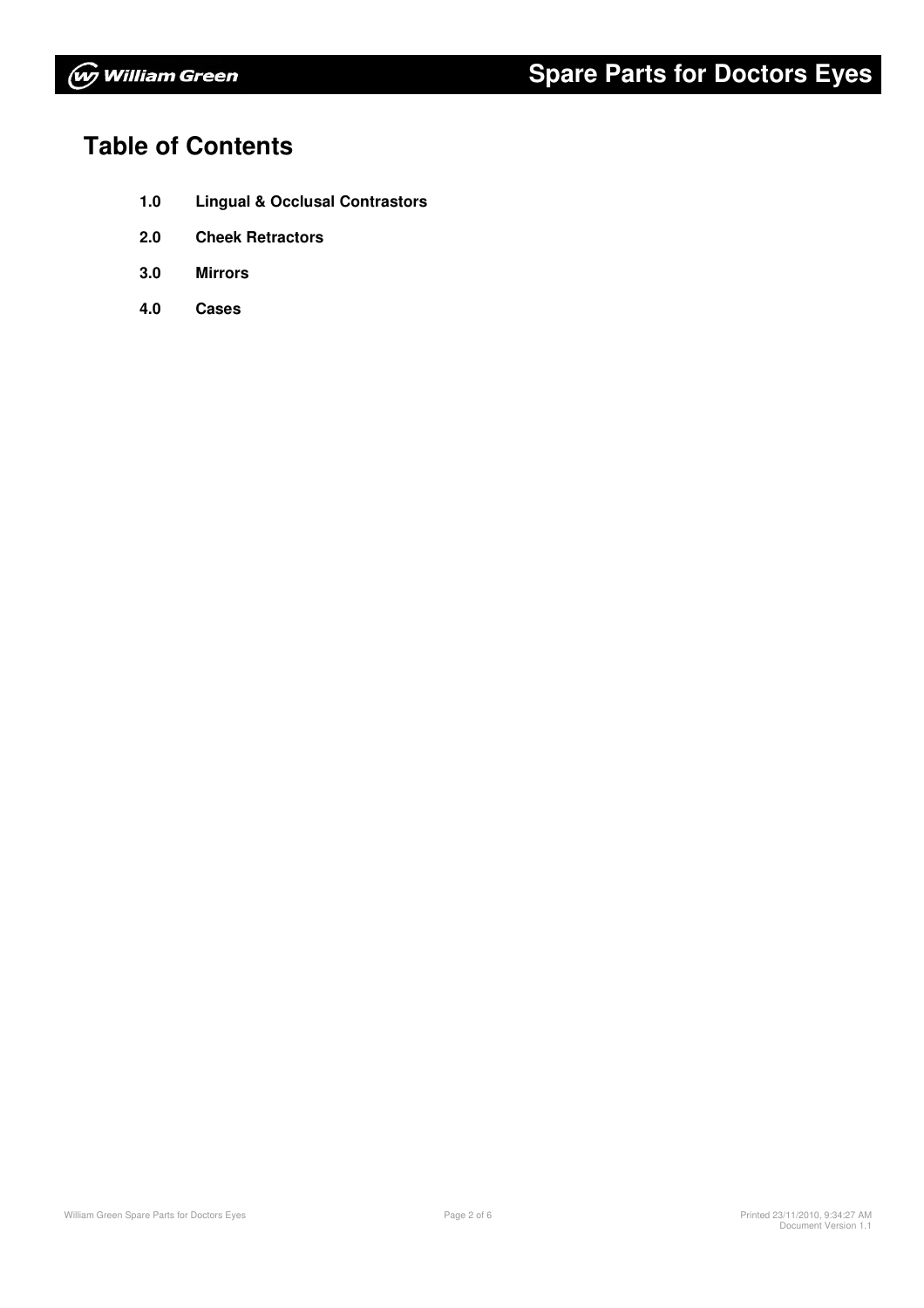# Table of Contents

- **1.0 Lingual & Occlusal Contrastors**
- **2.0 Cheek Retractors**
- **3.0 Mirrors**
- **4.0 Cases**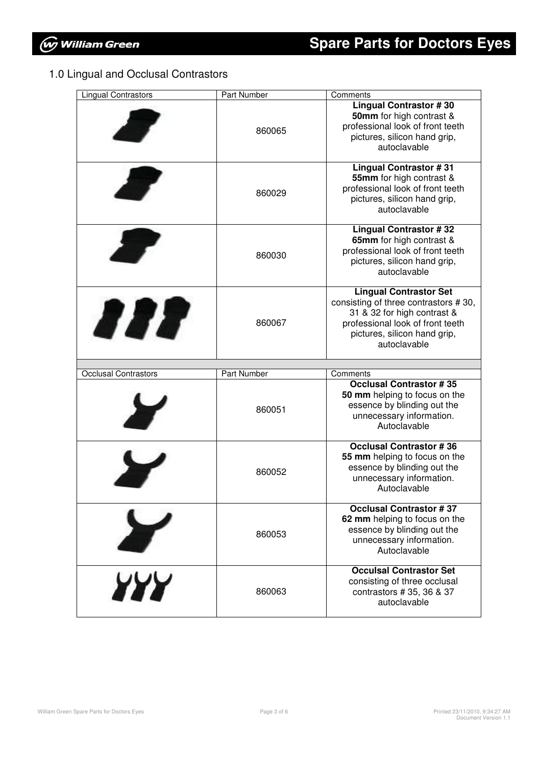## 1.0 Lingual and Occlusal Contrastors

| Lingual Contrastors | Part Number | Comments |
|---|---|---|
| | 860065 | **Lingual Contrastor # 30** **50mm** for high contrast & professional look of front teeth pictures, silicon hand grip, autoclavable |
| | 860029 | **Lingual Contrastor # 31** **55mm** for high contrast & professional look of front teeth pictures, silicon hand grip, autoclavable |
| | 860030 | **Lingual Contrastor # 32** **65mm** for high contrast & professional look of front teeth pictures, silicon hand grip, autoclavable |
| | 860067 | **Lingual Contrastor Set** consisting of three contrastors # 30, 31 & 32 for high contrast & professional look of front teeth pictures, silicon hand grip, autoclavable |

| Occlusal Contrastors | Part Number | Comments |
|---|---|---|
| | 860051 | **Occlusal Contrastor # 35** **50 mm** helping to focus on the essence by blinding out the unnecessary information. Autoclavable |
| | 860052 | **Occlusal Contrastor # 36** **55 mm** helping to focus on the essence by blinding out the unnecessary information. Autoclavable |
| | 860053 | **Occlusal Contrastor # 37** **62 mm** helping to focus on the essence by blinding out the unnecessary information. Autoclavable |
| | 860063 | **Occulsal Contrastor Set** consisting of three occlusal contrastors # 35, 36 & 37 autoclavable |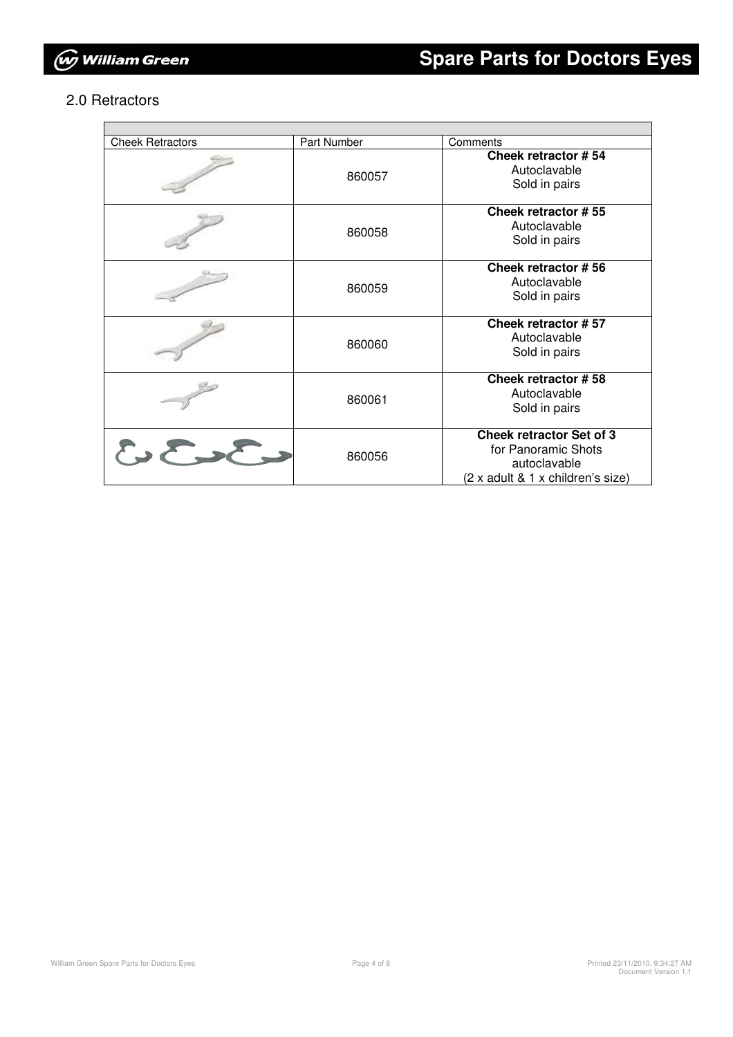## 2.0 Retractors

| Cheek Retractors | Part Number | Comments |
|---|---|---|
| | 860057 | **Cheek retractor # 54**<br>Autoclavable<br>Sold in pairs |
| | 860058 | **Cheek retractor # 55**<br>Autoclavable<br>Sold in pairs |
| | 860059 | **Cheek retractor # 56**<br>Autoclavable<br>Sold in pairs |
| | 860060 | **Cheek retractor # 57**<br>Autoclavable<br>Sold in pairs |
| | 860061 | **Cheek retractor # 58**<br>Autoclavable<br>Sold in pairs |
| | 860056 | **Cheek retractor Set of 3**<br>for Panoramic Shots<br>autoclavable<br>(2 x adult & 1 x children's size) |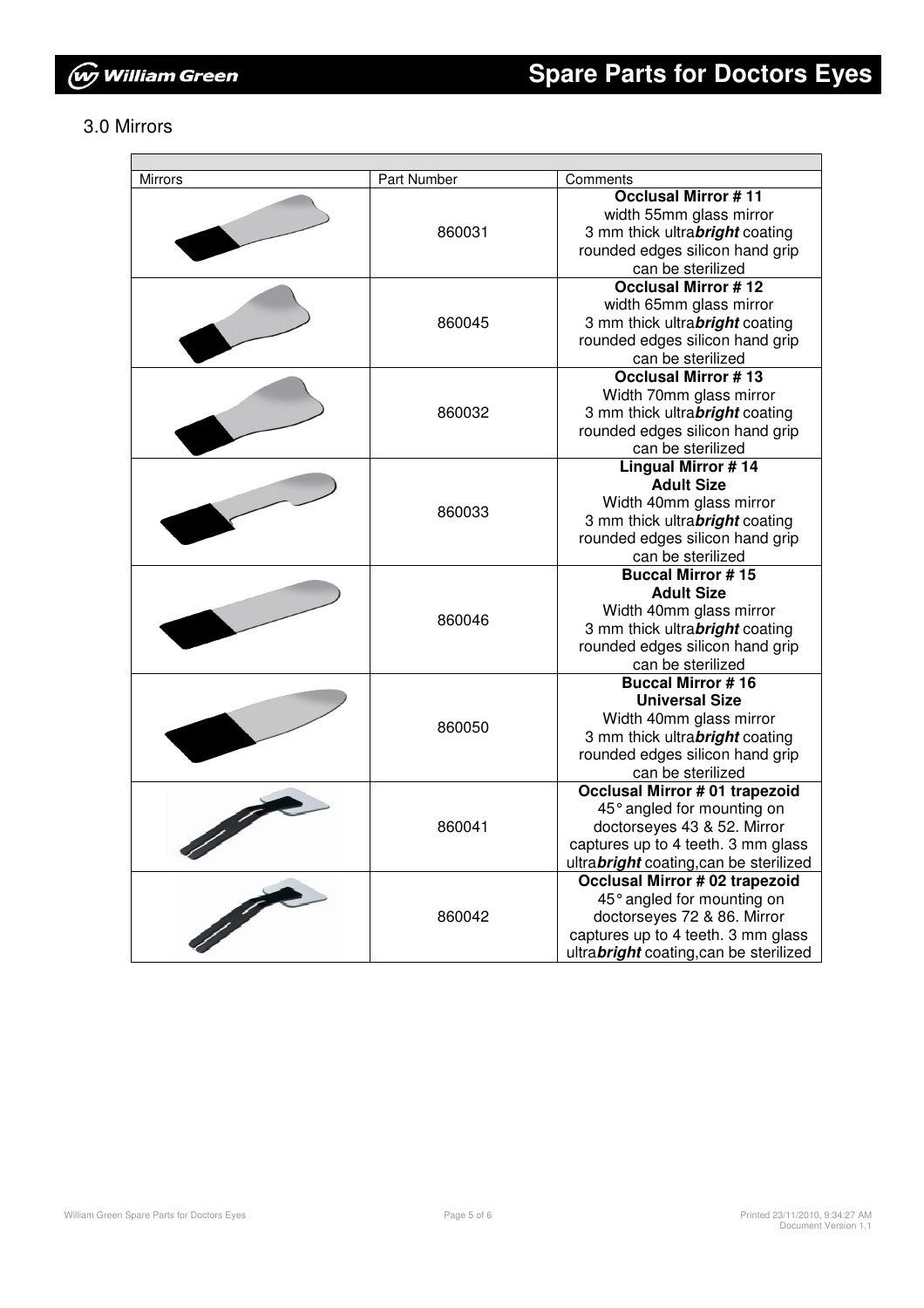## 3.0 Mirrors

| Mirrors | Part Number | Comments |
|---|---|---|
| | 860031 | **Occlusal Mirror # 11**<br>width 55mm glass mirror<br>3 mm thick ultra***bright*** coating<br>rounded edges silicon hand grip<br>can be sterilized |
| | 860045 | **Occlusal Mirror # 12**<br>width 65mm glass mirror<br>3 mm thick ultra***bright*** coating<br>rounded edges silicon hand grip<br>can be sterilized |
| | 860032 | **Occlusal Mirror # 13**<br>Width 70mm glass mirror<br>3 mm thick ultra***bright*** coating<br>rounded edges silicon hand grip<br>can be sterilized |
| | 860033 | **Lingual Mirror # 14**<br>**Adult Size**<br>Width 40mm glass mirror<br>3 mm thick ultra***bright*** coating<br>rounded edges silicon hand grip<br>can be sterilized |
| | 860046 | **Buccal Mirror # 15**<br>**Adult Size**<br>Width 40mm glass mirror<br>3 mm thick ultra***bright*** coating<br>rounded edges silicon hand grip<br>can be sterilized |
| | 860050 | **Buccal Mirror # 16**<br>**Universal Size**<br>Width 40mm glass mirror<br>3 mm thick ultra***bright*** coating<br>rounded edges silicon hand grip<br>can be sterilized |
| | 860041 | **Occlusal Mirror # 01 trapezoid**<br>45° angled for mounting on doctorseyes 43 & 52. Mirror captures up to 4 teeth. 3 mm glass ultra***bright*** coating,can be sterilized |
| | 860042 | **Occlusal Mirror # 02 trapezoid**<br>45° angled for mounting on doctorseyes 72 & 86. Mirror captures up to 4 teeth. 3 mm glass ultra***bright*** coating,can be sterilized |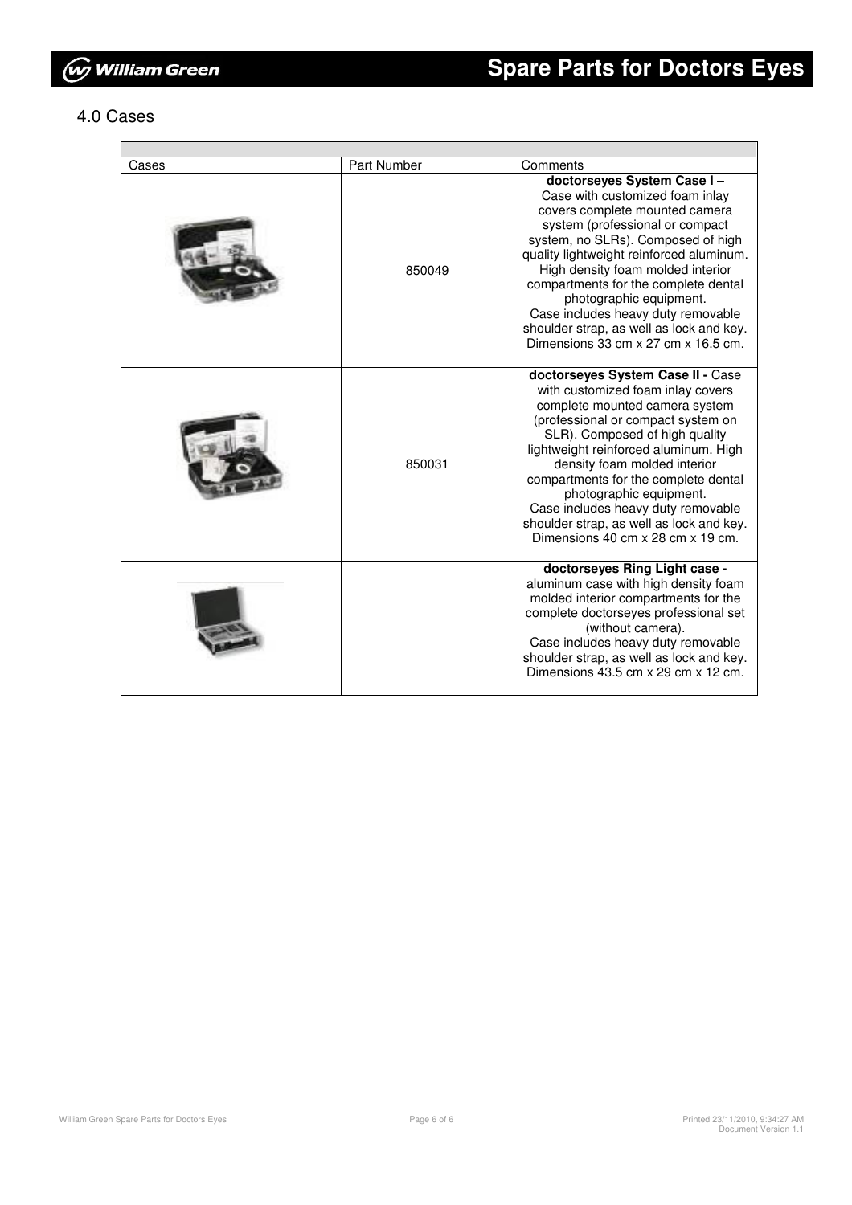## 4.0 Cases

| Cases | Part Number | Comments |
|---|---|---|
| | 850049 | **doctorseyes System Case I –** Case with customized foam inlay covers complete mounted camera system (professional or compact system, no SLRs). Composed of high quality lightweight reinforced aluminum. High density foam molded interior compartments for the complete dental photographic equipment. Case includes heavy duty removable shoulder strap, as well as lock and key. Dimensions 33 cm x 27 cm x 16.5 cm. |
| | 850031 | **doctorseyes System Case II -** Case with customized foam inlay covers complete mounted camera system (professional or compact system on SLR). Composed of high quality lightweight reinforced aluminum. High density foam molded interior compartments for the complete dental photographic equipment. Case includes heavy duty removable shoulder strap, as well as lock and key. Dimensions 40 cm x 28 cm x 19 cm. |
| | | **doctorseyes Ring Light case -** aluminum case with high density foam molded interior compartments for the complete doctorseyes professional set (without camera). Case includes heavy duty removable shoulder strap, as well as lock and key. Dimensions 43.5 cm x 29 cm x 12 cm. |